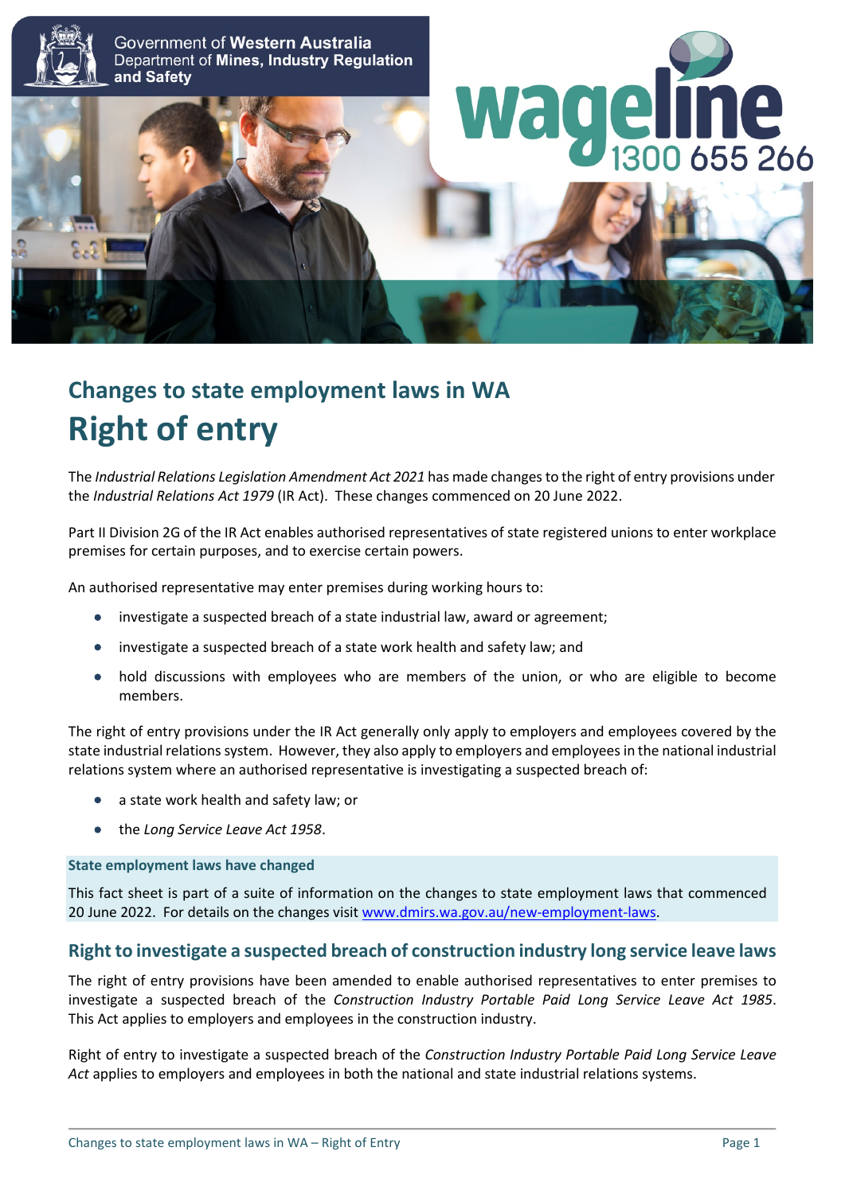Government of **Western Australia**
Department of **Mines, Industry Regulation and Safety**

**wageline** 1300 655 266

## Changes to state employment laws in WA

# Right of entry

The *Industrial Relations Legislation Amendment Act 2021* has made changes to the right of entry provisions under the *Industrial Relations Act 1979* (IR Act). These changes commenced on 20 June 2022.

Part II Division 2G of the IR Act enables authorised representatives of state registered unions to enter workplace premises for certain purposes, and to exercise certain powers.

An authorised representative may enter premises during working hours to:

- investigate a suspected breach of a state industrial law, award or agreement;
- investigate a suspected breach of a state work health and safety law; and
- hold discussions with employees who are members of the union, or who are eligible to become members.

The right of entry provisions under the IR Act generally only apply to employers and employees covered by the state industrial relations system. However, they also apply to employers and employees in the national industrial relations system where an authorised representative is investigating a suspected breach of:

- a state work health and safety law; or
- the *Long Service Leave Act 1958*.

**State employment laws have changed**

This fact sheet is part of a suite of information on the changes to state employment laws that commenced 20 June 2022. For details on the changes visit [www.dmirs.wa.gov.au/new-employment-laws](http://www.dmirs.wa.gov.au/new-employment-laws).

## Right to investigate a suspected breach of construction industry long service leave laws

The right of entry provisions have been amended to enable authorised representatives to enter premises to investigate a suspected breach of the *Construction Industry Portable Paid Long Service Leave Act 1985*. This Act applies to employers and employees in the construction industry.

Right of entry to investigate a suspected breach of the *Construction Industry Portable Paid Long Service Leave Act* applies to employers and employees in both the national and state industrial relations systems.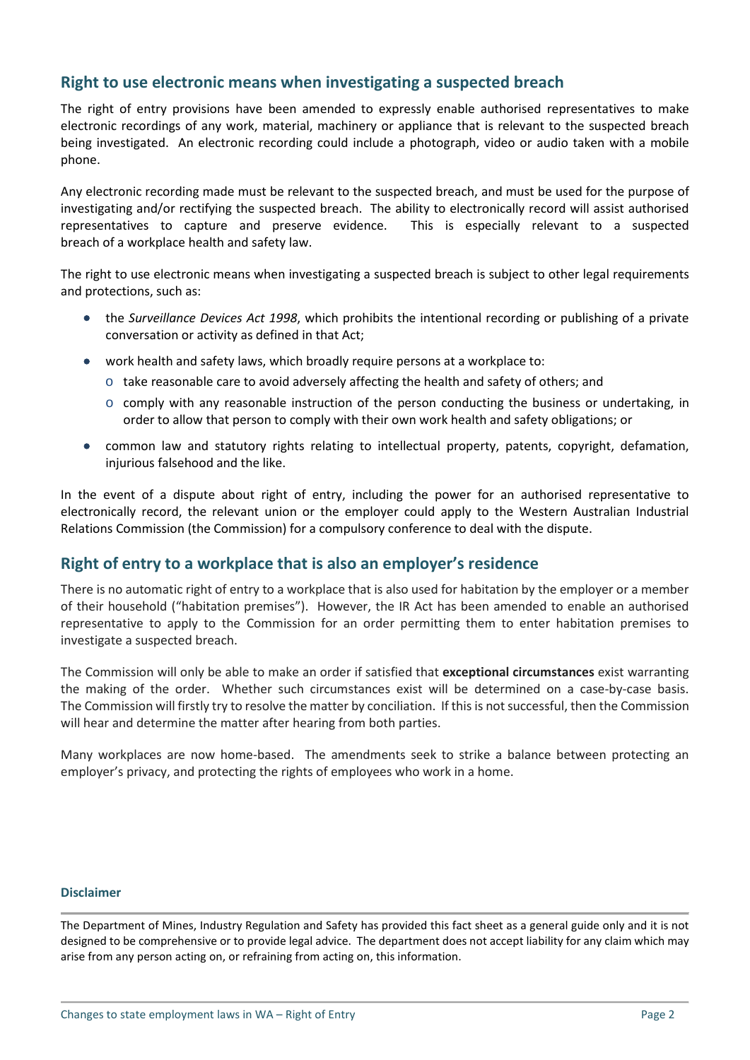## Right to use electronic means when investigating a suspected breach

The right of entry provisions have been amended to expressly enable authorised representatives to make electronic recordings of any work, material, machinery or appliance that is relevant to the suspected breach being investigated. An electronic recording could include a photograph, video or audio taken with a mobile phone.

Any electronic recording made must be relevant to the suspected breach, and must be used for the purpose of investigating and/or rectifying the suspected breach. The ability to electronically record will assist authorised representatives to capture and preserve evidence. This is especially relevant to a suspected breach of a workplace health and safety law.

The right to use electronic means when investigating a suspected breach is subject to other legal requirements and protections, such as:

- the *Surveillance Devices Act 1998*, which prohibits the intentional recording or publishing of a private conversation or activity as defined in that Act;
- work health and safety laws, which broadly require persons at a workplace to:
  - take reasonable care to avoid adversely affecting the health and safety of others; and
  - comply with any reasonable instruction of the person conducting the business or undertaking, in order to allow that person to comply with their own work health and safety obligations; or
- common law and statutory rights relating to intellectual property, patents, copyright, defamation, injurious falsehood and the like.

In the event of a dispute about right of entry, including the power for an authorised representative to electronically record, the relevant union or the employer could apply to the Western Australian Industrial Relations Commission (the Commission) for a compulsory conference to deal with the dispute.

## Right of entry to a workplace that is also an employer's residence

There is no automatic right of entry to a workplace that is also used for habitation by the employer or a member of their household ("habitation premises"). However, the IR Act has been amended to enable an authorised representative to apply to the Commission for an order permitting them to enter habitation premises to investigate a suspected breach.

The Commission will only be able to make an order if satisfied that **exceptional circumstances** exist warranting the making of the order. Whether such circumstances exist will be determined on a case-by-case basis. The Commission will firstly try to resolve the matter by conciliation. If this is not successful, then the Commission will hear and determine the matter after hearing from both parties.

Many workplaces are now home-based. The amendments seek to strike a balance between protecting an employer's privacy, and protecting the rights of employees who work in a home.

#### Disclaimer

The Department of Mines, Industry Regulation and Safety has provided this fact sheet as a general guide only and it is not designed to be comprehensive or to provide legal advice. The department does not accept liability for any claim which may arise from any person acting on, or refraining from acting on, this information.